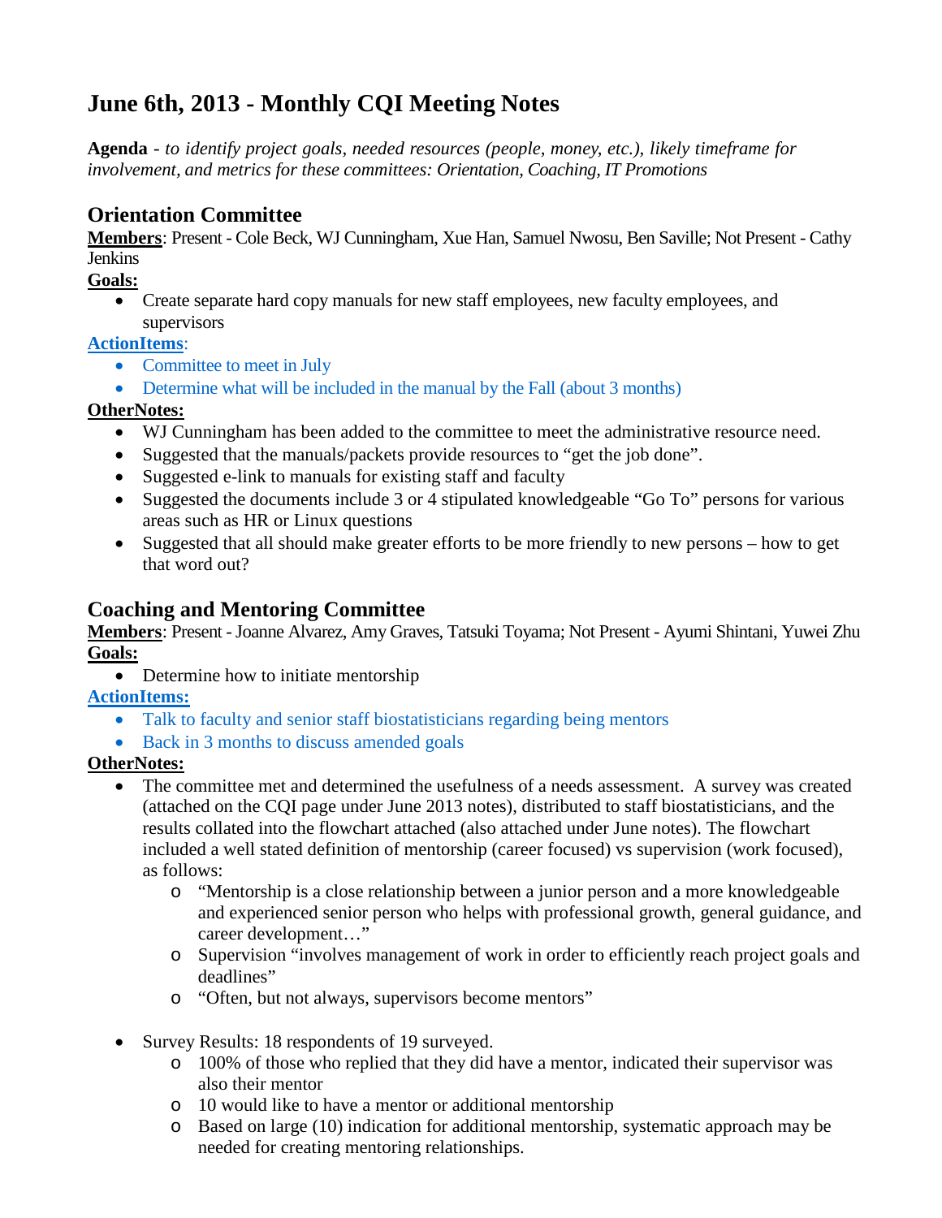# June 6th, 2013 - Monthly CQI Meeting Notes

**Agenda** - *to identify project goals, needed resources (people, money, etc.), likely timeframe for involvement, and metrics for these committees: Orientation, Coaching, IT Promotions*

## Orientation Committee

**Members**: Present - Cole Beck, WJ Cunningham, Xue Han, Samuel Nwosu, Ben Saville; Not Present - Cathy Jenkins

**Goals:**

- Create separate hard copy manuals for new staff employees, new faculty employees, and supervisors

**ActionItems**:

- Committee to meet in July
- Determine what will be included in the manual by the Fall (about 3 months)

**OtherNotes:**

- WJ Cunningham has been added to the committee to meet the administrative resource need.
- Suggested that the manuals/packets provide resources to "get the job done".
- Suggested e-link to manuals for existing staff and faculty
- Suggested the documents include 3 or 4 stipulated knowledgeable "Go To" persons for various areas such as HR or Linux questions
- Suggested that all should make greater efforts to be more friendly to new persons – how to get that word out?

## Coaching and Mentoring Committee

**Members**: Present - Joanne Alvarez, Amy Graves, Tatsuki Toyama; Not Present - Ayumi Shintani, Yuwei Zhu

**Goals:**

- Determine how to initiate mentorship

**ActionItems:**

- Talk to faculty and senior staff biostatisticians regarding being mentors
- Back in 3 months to discuss amended goals

**OtherNotes:**

- The committee met and determined the usefulness of a needs assessment. A survey was created (attached on the CQI page under June 2013 notes), distributed to staff biostatisticians, and the results collated into the flowchart attached (also attached under June notes). The flowchart included a well stated definition of mentorship (career focused) vs supervision (work focused), as follows:
  - "Mentorship is a close relationship between a junior person and a more knowledgeable and experienced senior person who helps with professional growth, general guidance, and career development…"
  - Supervision "involves management of work in order to efficiently reach project goals and deadlines"
  - "Often, but not always, supervisors become mentors"

- Survey Results: 18 respondents of 19 surveyed.
  - 100% of those who replied that they did have a mentor, indicated their supervisor was also their mentor
  - 10 would like to have a mentor or additional mentorship
  - Based on large (10) indication for additional mentorship, systematic approach may be needed for creating mentoring relationships.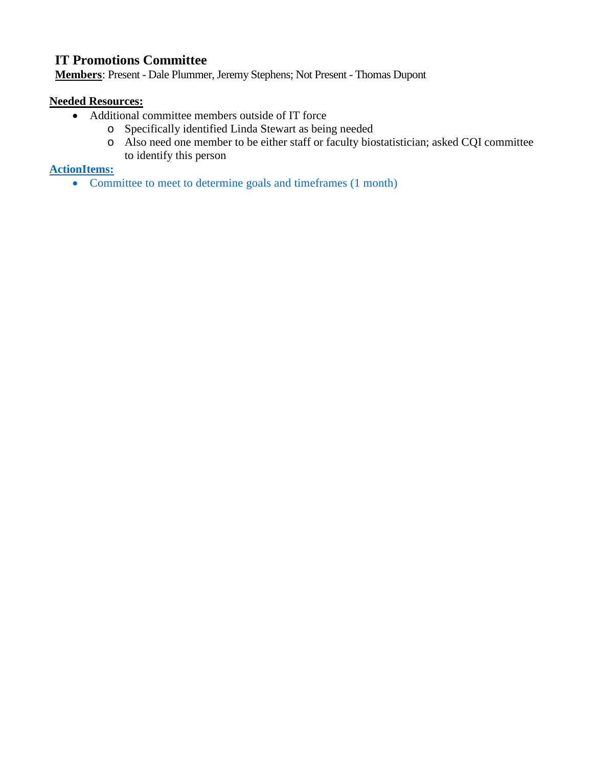## IT Promotions Committee

**Members**: Present - Dale Plummer, Jeremy Stephens; Not Present - Thomas Dupont

**Needed Resources:**

- Additional committee members outside of IT force
  - Specifically identified Linda Stewart as being needed
  - Also need one member to be either staff or faculty biostatistician; asked CQI committee to identify this person

**ActionItems:**

- Committee to meet to determine goals and timeframes (1 month)